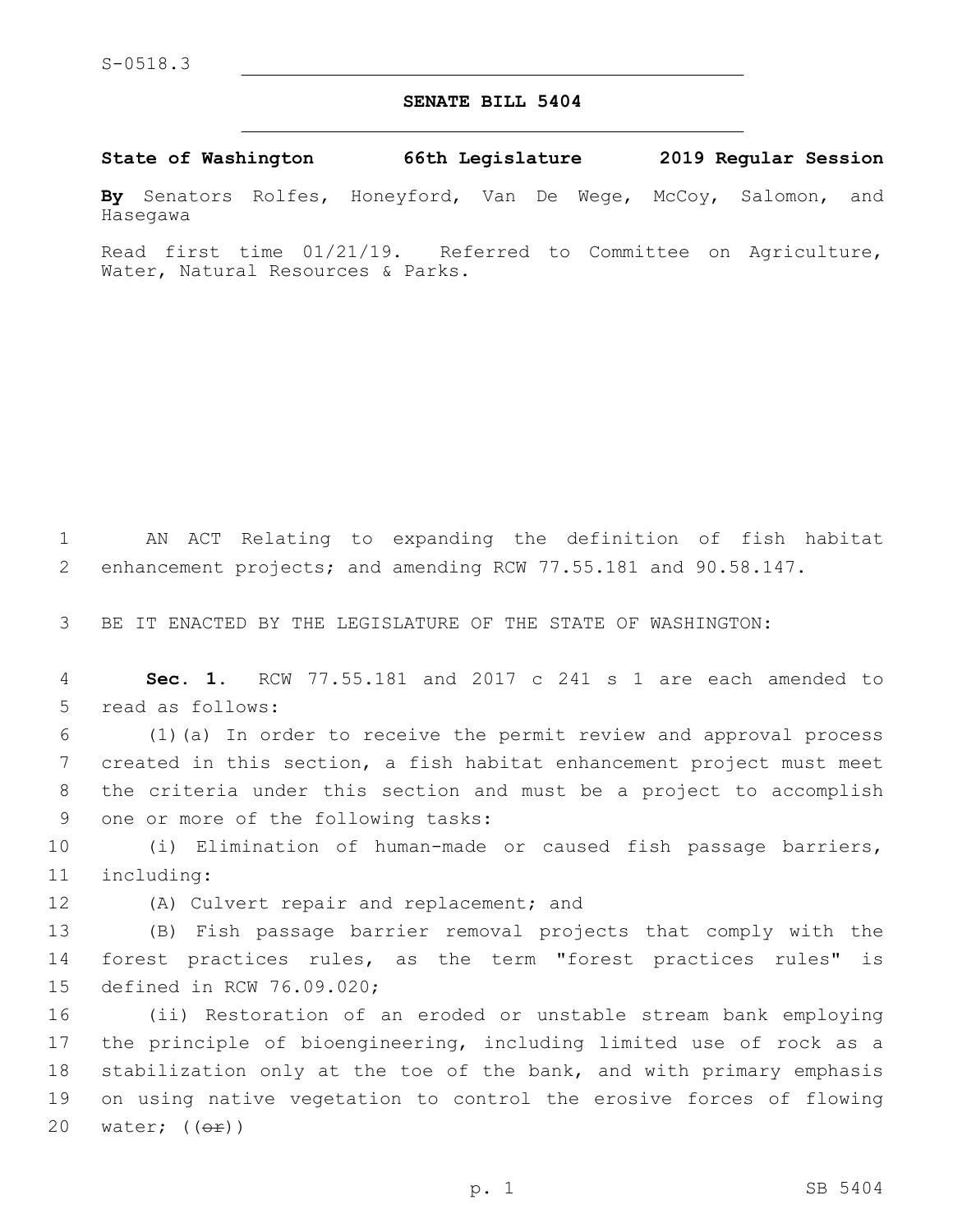S-0518.3

# SENATE BILL 5404

**State of Washington 66th Legislature 2019 Regular Session**

**By** Senators Rolfes, Honeyford, Van De Wege, McCoy, Salomon, and Hasegawa

Read first time 01/21/19. Referred to Committee on Agriculture, Water, Natural Resources & Parks.

AN ACT Relating to expanding the definition of fish habitat enhancement projects; and amending RCW 77.55.181 and 90.58.147.

BE IT ENACTED BY THE LEGISLATURE OF THE STATE OF WASHINGTON:

**Sec. 1.** RCW 77.55.181 and 2017 c 241 s 1 are each amended to read as follows:

(1)(a) In order to receive the permit review and approval process created in this section, a fish habitat enhancement project must meet the criteria under this section and must be a project to accomplish one or more of the following tasks:

(i) Elimination of human-made or caused fish passage barriers, including:

(A) Culvert repair and replacement; and

(B) Fish passage barrier removal projects that comply with the forest practices rules, as the term "forest practices rules" is defined in RCW 76.09.020;

(ii) Restoration of an eroded or unstable stream bank employing the principle of bioengineering, including limited use of rock as a stabilization only at the toe of the bank, and with primary emphasis on using native vegetation to control the erosive forces of flowing water; ((~~or~~))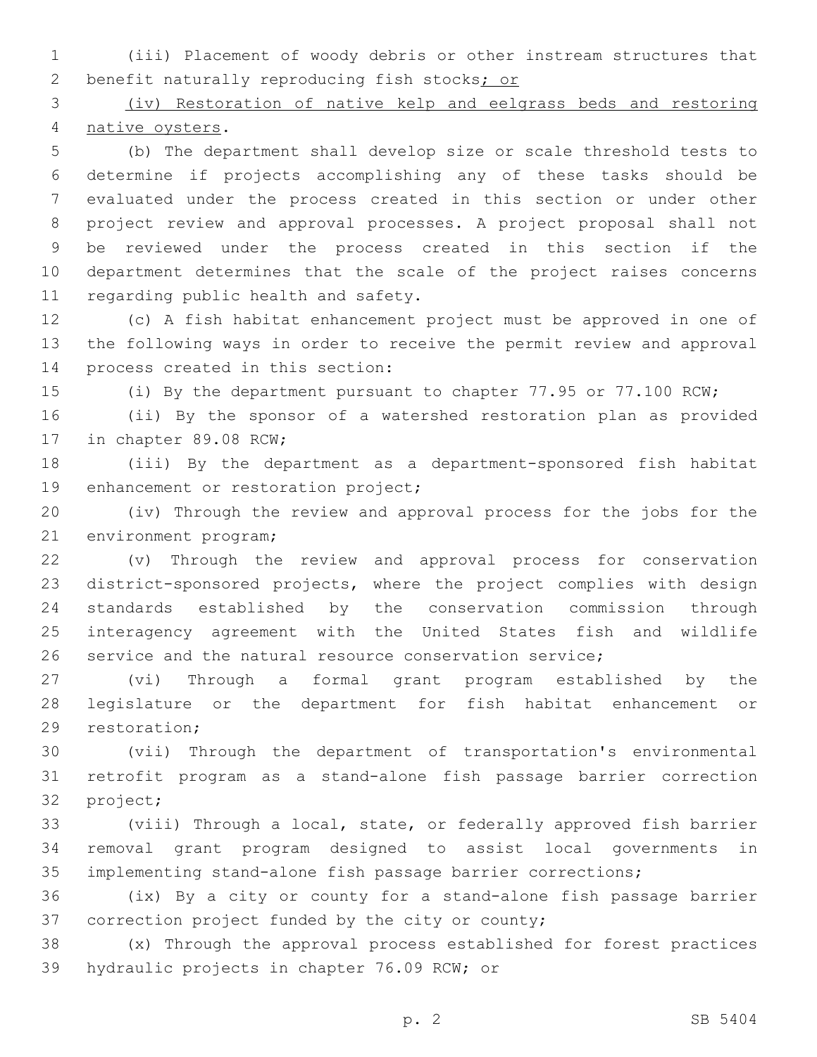(iii) Placement of woody debris or other instream structures that benefit naturally reproducing fish stocks; or

(iv) Restoration of native kelp and eelgrass beds and restoring native oysters.

(b) The department shall develop size or scale threshold tests to determine if projects accomplishing any of these tasks should be evaluated under the process created in this section or under other project review and approval processes. A project proposal shall not be reviewed under the process created in this section if the department determines that the scale of the project raises concerns regarding public health and safety.

(c) A fish habitat enhancement project must be approved in one of the following ways in order to receive the permit review and approval process created in this section:

(i) By the department pursuant to chapter 77.95 or 77.100 RCW;

(ii) By the sponsor of a watershed restoration plan as provided in chapter 89.08 RCW;

(iii) By the department as a department-sponsored fish habitat enhancement or restoration project;

(iv) Through the review and approval process for the jobs for the environment program;

(v) Through the review and approval process for conservation district-sponsored projects, where the project complies with design standards established by the conservation commission through interagency agreement with the United States fish and wildlife service and the natural resource conservation service;

(vi) Through a formal grant program established by the legislature or the department for fish habitat enhancement or restoration;

(vii) Through the department of transportation's environmental retrofit program as a stand-alone fish passage barrier correction project;

(viii) Through a local, state, or federally approved fish barrier removal grant program designed to assist local governments in implementing stand-alone fish passage barrier corrections;

(ix) By a city or county for a stand-alone fish passage barrier correction project funded by the city or county;

(x) Through the approval process established for forest practices hydraulic projects in chapter 76.09 RCW; or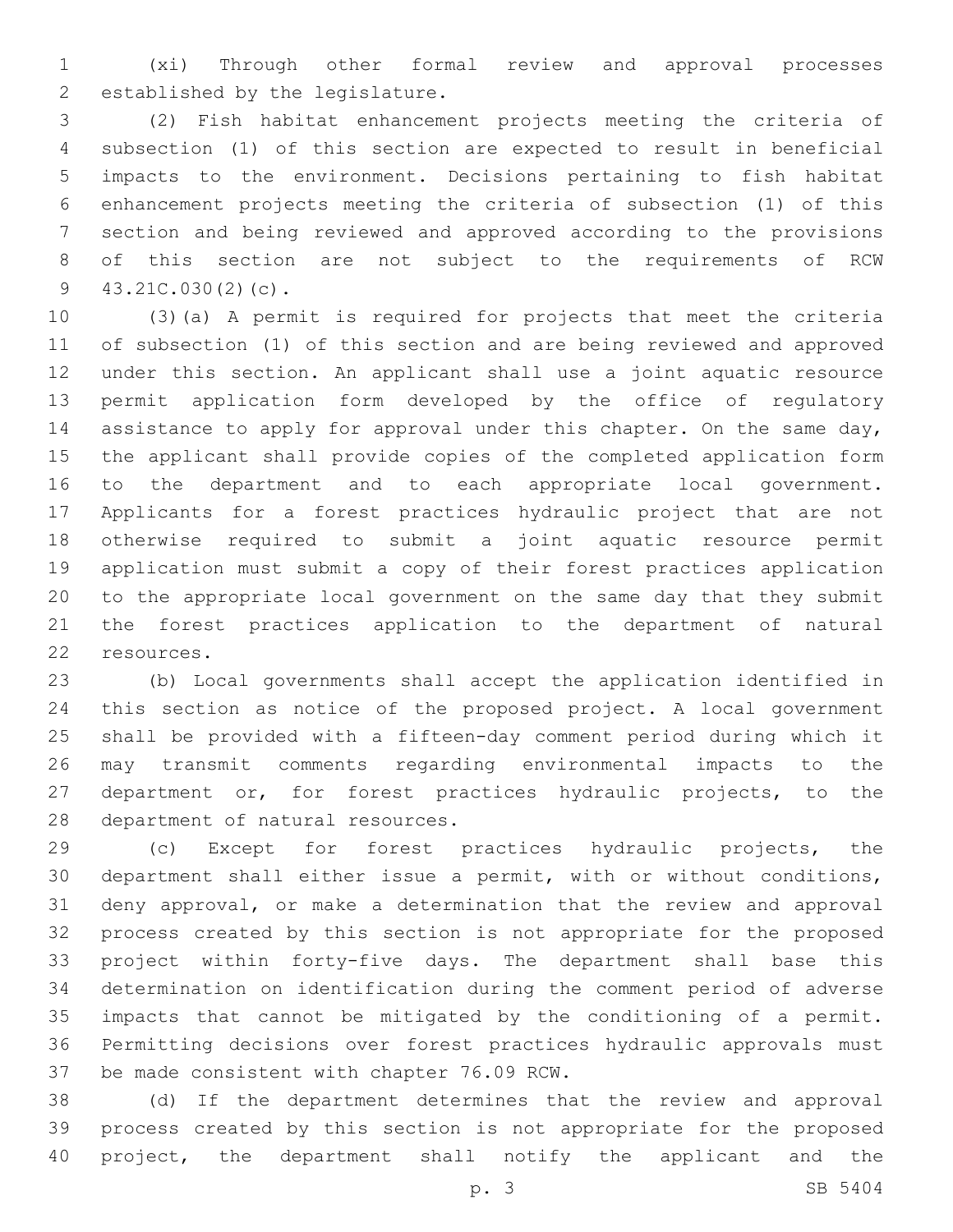(xi) Through other formal review and approval processes established by the legislature.

(2) Fish habitat enhancement projects meeting the criteria of subsection (1) of this section are expected to result in beneficial impacts to the environment. Decisions pertaining to fish habitat enhancement projects meeting the criteria of subsection (1) of this section and being reviewed and approved according to the provisions of this section are not subject to the requirements of RCW 43.21C.030(2)(c).

(3)(a) A permit is required for projects that meet the criteria of subsection (1) of this section and are being reviewed and approved under this section. An applicant shall use a joint aquatic resource permit application form developed by the office of regulatory assistance to apply for approval under this chapter. On the same day, the applicant shall provide copies of the completed application form to the department and to each appropriate local government. Applicants for a forest practices hydraulic project that are not otherwise required to submit a joint aquatic resource permit application must submit a copy of their forest practices application to the appropriate local government on the same day that they submit the forest practices application to the department of natural resources.

(b) Local governments shall accept the application identified in this section as notice of the proposed project. A local government shall be provided with a fifteen-day comment period during which it may transmit comments regarding environmental impacts to the department or, for forest practices hydraulic projects, to the department of natural resources.

(c) Except for forest practices hydraulic projects, the department shall either issue a permit, with or without conditions, deny approval, or make a determination that the review and approval process created by this section is not appropriate for the proposed project within forty-five days. The department shall base this determination on identification during the comment period of adverse impacts that cannot be mitigated by the conditioning of a permit. Permitting decisions over forest practices hydraulic approvals must be made consistent with chapter 76.09 RCW.

(d) If the department determines that the review and approval process created by this section is not appropriate for the proposed project, the department shall notify the applicant and the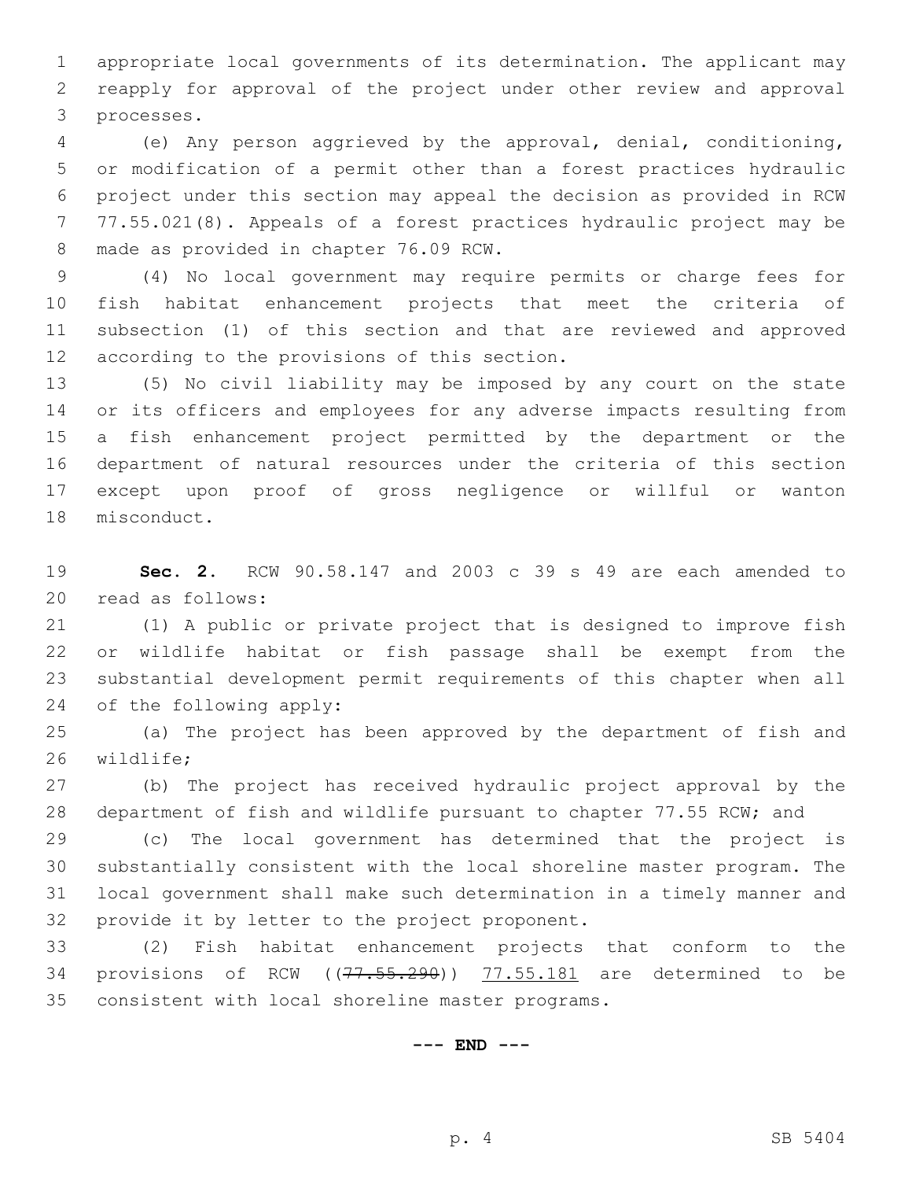appropriate local governments of its determination. The applicant may reapply for approval of the project under other review and approval processes.

(e) Any person aggrieved by the approval, denial, conditioning, or modification of a permit other than a forest practices hydraulic project under this section may appeal the decision as provided in RCW 77.55.021(8). Appeals of a forest practices hydraulic project may be made as provided in chapter 76.09 RCW.

(4) No local government may require permits or charge fees for fish habitat enhancement projects that meet the criteria of subsection (1) of this section and that are reviewed and approved according to the provisions of this section.

(5) No civil liability may be imposed by any court on the state or its officers and employees for any adverse impacts resulting from a fish enhancement project permitted by the department or the department of natural resources under the criteria of this section except upon proof of gross negligence or willful or wanton misconduct.

**Sec. 2.** RCW 90.58.147 and 2003 c 39 s 49 are each amended to read as follows:

(1) A public or private project that is designed to improve fish or wildlife habitat or fish passage shall be exempt from the substantial development permit requirements of this chapter when all of the following apply:

(a) The project has been approved by the department of fish and wildlife;

(b) The project has received hydraulic project approval by the department of fish and wildlife pursuant to chapter 77.55 RCW; and

(c) The local government has determined that the project is substantially consistent with the local shoreline master program. The local government shall make such determination in a timely manner and provide it by letter to the project proponent.

(2) Fish habitat enhancement projects that conform to the provisions of RCW ((~~77.55.290~~)) <u>77.55.181</u> are determined to be consistent with local shoreline master programs.

**--- END ---**